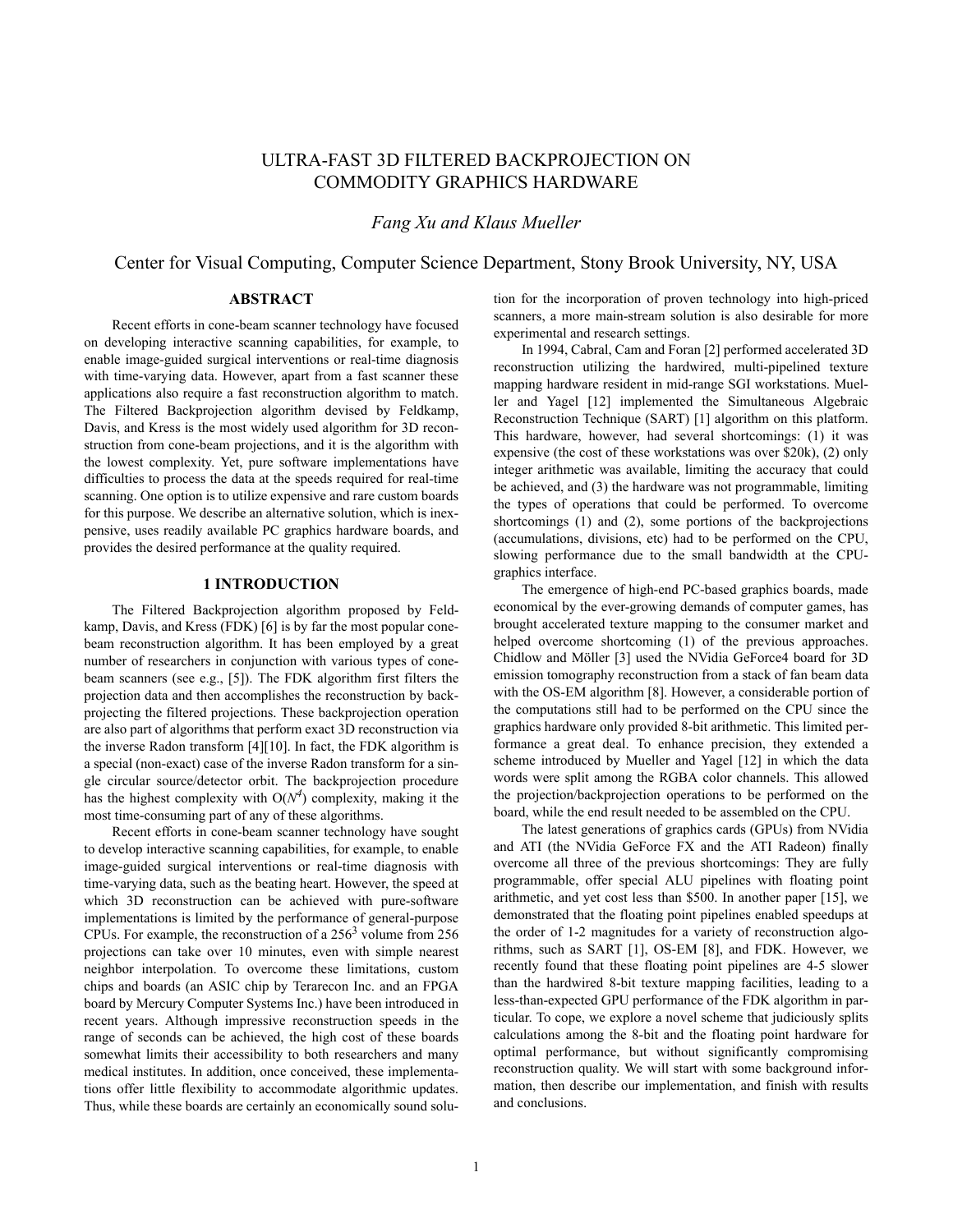# ULTRA-FAST 3D FILTERED BACKPROJECTION ON COMMODITY GRAPHICS HARDWARE

*Fang Xu and Klaus Mueller*

Center for Visual Computing, Computer Science Department, Stony Brook University, NY, USA

## ABSTRACT

Recent efforts in cone-beam scanner technology have focused on developing interactive scanning capabilities, for example, to enable image-guided surgical interventions or real-time diagnosis with time-varying data. However, apart from a fast scanner these applications also require a fast reconstruction algorithm to match. The Filtered Backprojection algorithm devised by Feldkamp, Davis, and Kress is the most widely used algorithm for 3D reconstruction from cone-beam projections, and it is the algorithm with the lowest complexity. Yet, pure software implementations have difficulties to process the data at the speeds required for real-time scanning. One option is to utilize expensive and rare custom boards for this purpose. We describe an alternative solution, which is inexpensive, uses readily available PC graphics hardware boards, and provides the desired performance at the quality required.

## 1 INTRODUCTION

The Filtered Backprojection algorithm proposed by Feldkamp, Davis, and Kress (FDK) [6] is by far the most popular cone-beam reconstruction algorithm. It has been employed by a great number of researchers in conjunction with various types of cone-beam scanners (see e.g., [5]). The FDK algorithm first filters the projection data and then accomplishes the reconstruction by backprojecting the filtered projections. These backprojection operation are also part of algorithms that perform exact 3D reconstruction via the inverse Radon transform [4][10]. In fact, the FDK algorithm is a special (non-exact) case of the inverse Radon transform for a single circular source/detector orbit. The backprojection procedure has the highest complexity with $O(N^4)$ complexity, making it the most time-consuming part of any of these algorithms.

Recent efforts in cone-beam scanner technology have sought to develop interactive scanning capabilities, for example, to enable image-guided surgical interventions or real-time diagnosis with time-varying data, such as the beating heart. However, the speed at which 3D reconstruction can be achieved with pure-software implementations is limited by the performance of general-purpose CPUs. For example, the reconstruction of a $256^3$ volume from 256 projections can take over 10 minutes, even with simple nearest neighbor interpolation. To overcome these limitations, custom chips and boards (an ASIC chip by Terarecon Inc. and an FPGA board by Mercury Computer Systems Inc.) have been introduced in recent years. Although impressive reconstruction speeds in the range of seconds can be achieved, the high cost of these boards somewhat limits their accessibility to both researchers and many medical institutes. In addition, once conceived, these implementations offer little flexibility to accommodate algorithmic updates. Thus, while these boards are certainly an economically sound solution for the incorporation of proven technology into high-priced scanners, a more main-stream solution is also desirable for more experimental and research settings.

In 1994, Cabral, Cam and Foran [2] performed accelerated 3D reconstruction utilizing the hardwired, multi-pipelined texture mapping hardware resident in mid-range SGI workstations. Mueller and Yagel [12] implemented the Simultaneous Algebraic Reconstruction Technique (SART) [1] algorithm on this platform. This hardware, however, had several shortcomings: (1) it was expensive (the cost of these workstations was over \$20k), (2) only integer arithmetic was available, limiting the accuracy that could be achieved, and (3) the hardware was not programmable, limiting the types of operations that could be performed. To overcome shortcomings (1) and (2), some portions of the backprojections (accumulations, divisions, etc) had to be performed on the CPU, slowing performance due to the small bandwidth at the CPU-graphics interface.

The emergence of high-end PC-based graphics boards, made economical by the ever-growing demands of computer games, has brought accelerated texture mapping to the consumer market and helped overcome shortcoming (1) of the previous approaches. Chidlow and Möller [3] used the NVidia GeForce4 board for 3D emission tomography reconstruction from a stack of fan beam data with the OS-EM algorithm [8]. However, a considerable portion of the computations still had to be performed on the CPU since the graphics hardware only provided 8-bit arithmetic. This limited performance a great deal. To enhance precision, they extended a scheme introduced by Mueller and Yagel [12] in which the data words were split among the RGBA color channels. This allowed the projection/backprojection operations to be performed on the board, while the end result needed to be assembled on the CPU.

The latest generations of graphics cards (GPUs) from NVidia and ATI (the NVidia GeForce FX and the ATI Radeon) finally overcome all three of the previous shortcomings: They are fully programmable, offer special ALU pipelines with floating point arithmetic, and yet cost less than \$500. In another paper [15], we demonstrated that the floating point pipelines enabled speedups at the order of 1-2 magnitudes for a variety of reconstruction algorithms, such as SART [1], OS-EM [8], and FDK. However, we recently found that these floating point pipelines are 4-5 slower than the hardwired 8-bit texture mapping facilities, leading to a less-than-expected GPU performance of the FDK algorithm in particular. To cope, we explore a novel scheme that judiciously splits calculations among the 8-bit and the floating point hardware for optimal performance, but without significantly compromising reconstruction quality. We will start with some background information, then describe our implementation, and finish with results and conclusions.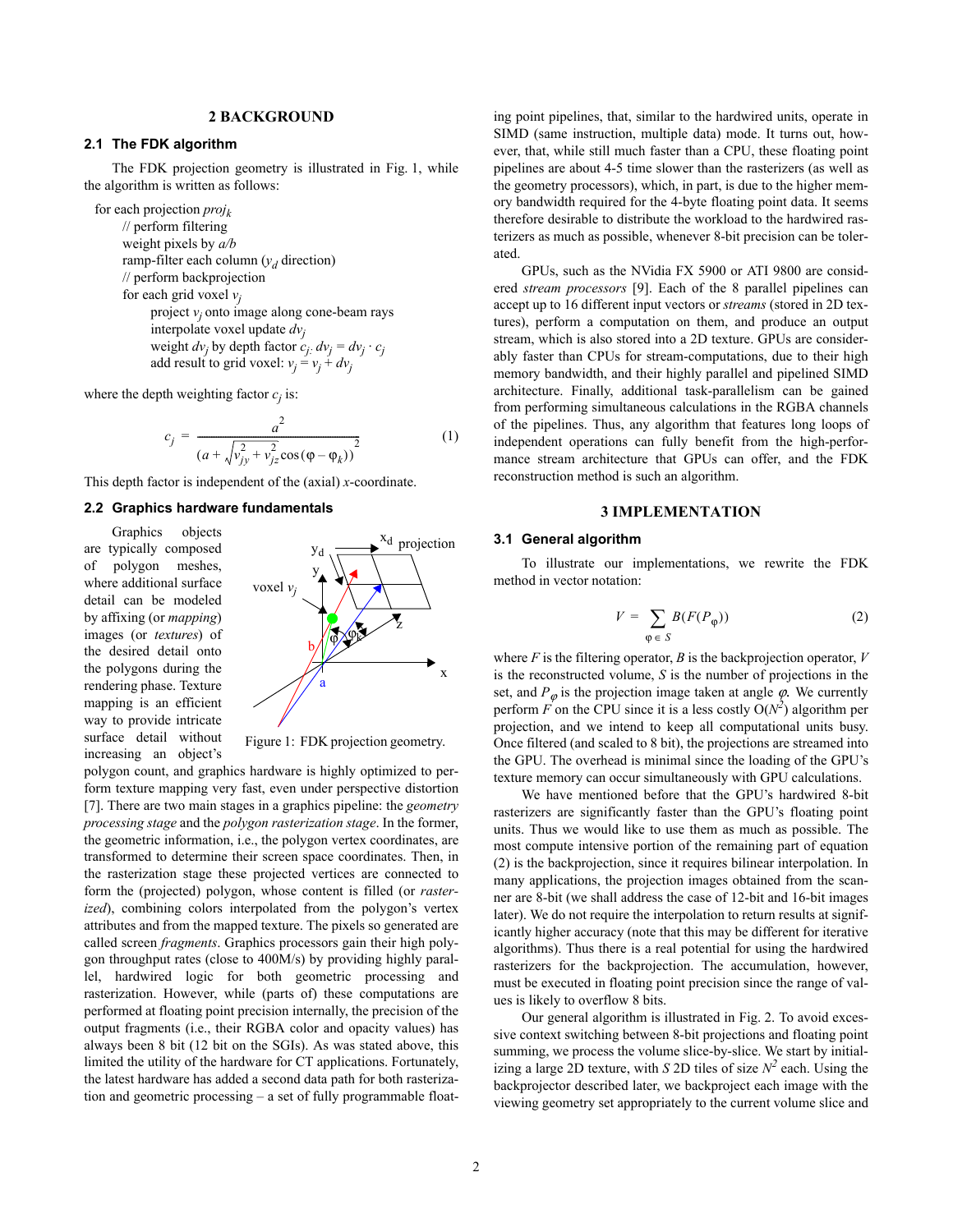## 2 BACKGROUND

### 2.1 The FDK algorithm

The FDK projection geometry is illustrated in Fig. 1, while the algorithm is written as follows:

for each projection $proj_k$
  // perform filtering
  weight pixels by $a/b$
  ramp-filter each column ($y_d$ direction)
  // perform backprojection
  for each grid voxel $v_j$
    project $v_j$ onto image along cone-beam rays
    interpolate voxel update $dv_j$
    weight $dv_j$ by depth factor $c_j$. $dv_j = dv_j \cdot c_j$
    add result to grid voxel: $v_j = v_j + dv_j$

where the depth weighting factor $c_j$ is:

$$c_j = \frac{a^2}{\left(a + \sqrt{v_{jy}^2 + v_{jz}^2}\cos(\varphi - \varphi_k)\right)^2} \tag{1}$$

This depth factor is independent of the (axial) $x$-coordinate.

### 2.2 Graphics hardware fundamentals

Graphics objects are typically composed of polygon meshes, where additional surface detail can be modeled by affixing (or *mapping*) images (or *textures*) of the desired detail onto the polygons during the rendering phase. Texture mapping is an efficient way to provide intricate surface detail without increasing an object's polygon count, and graphics hardware is highly optimized to perform texture mapping very fast, even under perspective distortion [7]. There are two main stages in a graphics pipeline: the *geometry processing stage* and the *polygon rasterization stage*. In the former, the geometric information, i.e., the polygon vertex coordinates, are transformed to determine their screen space coordinates. Then, in the rasterization stage these projected vertices are connected to form the (projected) polygon, whose content is filled (or *rasterized*), combining colors interpolated from the polygon's vertex attributes and from the mapped texture. The pixels so generated are called screen *fragments*. Graphics processors gain their high polygon throughput rates (close to 400M/s) by providing highly parallel, hardwired logic for both geometric processing and rasterization. However, while (parts of) these computations are performed at floating point precision internally, the precision of the output fragments (i.e., their RGBA color and opacity values) has always been 8 bit (12 bit on the SGIs). As was stated above, this limited the utility of the hardware for CT applications. Fortunately, the latest hardware has added a second data path for both rasterization and geometric processing – a set of fully programmable floating point pipelines, that, similar to the hardwired units, operate in SIMD (same instruction, multiple data) mode. It turns out, however, that, while still much faster than a CPU, these floating point pipelines are about 4-5 time slower than the rasterizers (as well as the geometry processors), which, in part, is due to the higher memory bandwidth required for the 4-byte floating point data. It seems therefore desirable to distribute the workload to the hardwired rasterizers as much as possible, whenever 8-bit precision can be tolerated.

Figure 1: FDK projection geometry.

GPUs, such as the NVidia FX 5900 or ATI 9800 are considered *stream processors* [9]. Each of the 8 parallel pipelines can accept up to 16 different input vectors or *streams* (stored in 2D textures), perform a computation on them, and produce an output stream, which is also stored into a 2D texture. GPUs are considerably faster than CPUs for stream-computations, due to their high memory bandwidth, and their highly parallel and pipelined SIMD architecture. Finally, additional task-parallelism can be gained from performing simultaneous calculations in the RGBA channels of the pipelines. Thus, any algorithm that features long loops of independent operations can fully benefit from the high-performance stream architecture that GPUs can offer, and the FDK reconstruction method is such an algorithm.

## 3 IMPLEMENTATION

### 3.1 General algorithm

To illustrate our implementations, we rewrite the FDK method in vector notation:

$$V = \sum_{\varphi \in S} B(F(P_\varphi)) \tag{2}$$

where $F$ is the filtering operator, $B$ is the backprojection operator, $V$ is the reconstructed volume, $S$ is the number of projections in the set, and $P_\varphi$ is the projection image taken at angle $\varphi$. We currently perform $F$ on the CPU since it is a less costly $O(N^2)$ algorithm per projection, and we intend to keep all computational units busy. Once filtered (and scaled to 8 bit), the projections are streamed into the GPU. The overhead is minimal since the loading of the GPU's texture memory can occur simultaneously with GPU calculations.

We have mentioned before that the GPU's hardwired 8-bit rasterizers are significantly faster than the GPU's floating point units. Thus we would like to use them as much as possible. The most compute intensive portion of the remaining part of equation (2) is the backprojection, since it requires bilinear interpolation. In many applications, the projection images obtained from the scanner are 8-bit (we shall address the case of 12-bit and 16-bit images later). We do not require the interpolation to return results at significantly higher accuracy (note that this may be different for iterative algorithms). Thus there is a real potential for using the hardwired rasterizers for the backprojection. The accumulation, however, must be executed in floating point precision since the range of values is likely to overflow 8 bits.

Our general algorithm is illustrated in Fig. 2. To avoid excessive context switching between 8-bit projections and floating point summing, we process the volume slice-by-slice. We start by initializing a large 2D texture, with $S$ 2D tiles of size $N^2$ each. Using the backprojector described later, we backproject each image with the viewing geometry set appropriately to the current volume slice and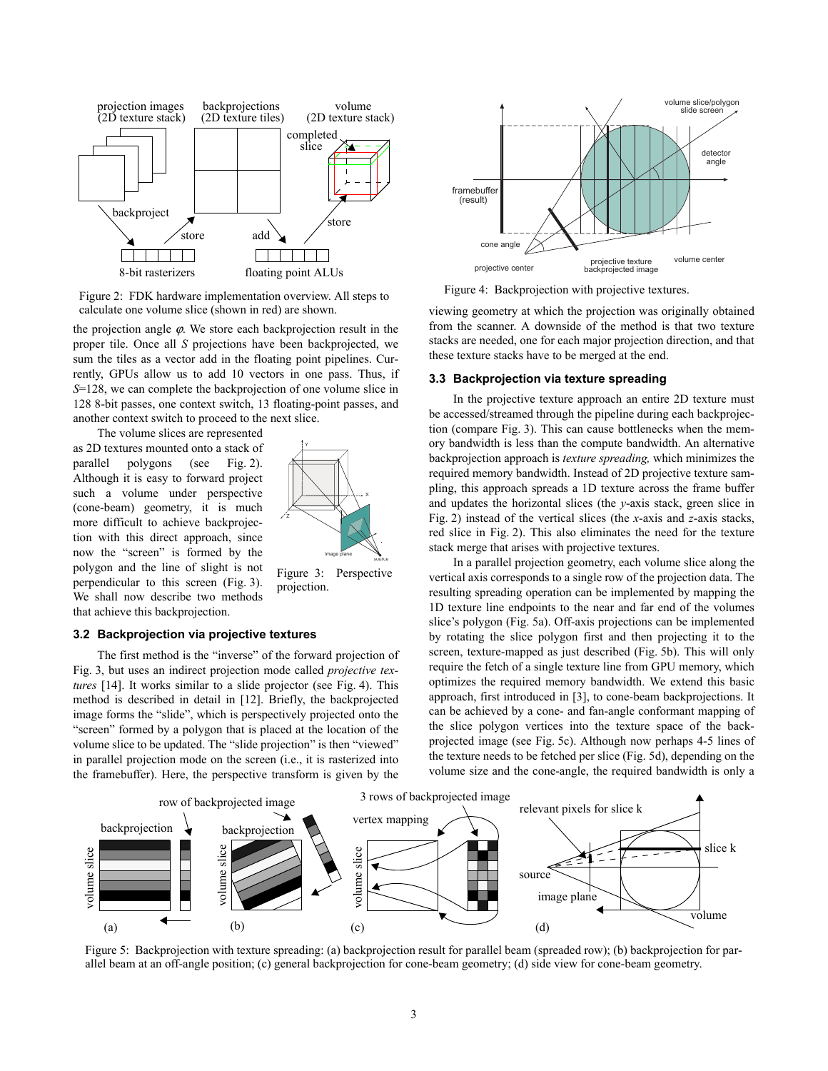Figure 2: FDK hardware implementation overview. All steps to calculate one volume slice (shown in red) are shown.

the projection angle $\varphi$. We store each backprojection result in the proper tile. Once all $S$ projections have been backprojected, we sum the tiles as a vector add in the floating point pipelines. Currently, GPUs allow us to add 10 vectors in one pass. Thus, if $S$=128, we can complete the backprojection of one volume slice in 128 8-bit passes, one context switch, 13 floating-point passes, and another context switch to proceed to the next slice.

The volume slices are represented as 2D textures mounted onto a stack of parallel polygons (see Fig. 2). Although it is easy to forward project such a volume under perspective (cone-beam) geometry, it is much more difficult to achieve backprojection with this direct approach, since now the "screen" is formed by the polygon and the line of slight is not perpendicular to this screen (Fig. 3). We shall now describe two methods that achieve this backprojection.

Figure 3: Perspective projection.

### 3.2 Backprojection via projective textures

The first method is the "inverse" of the forward projection of Fig. 3, but uses an indirect projection mode called *projective textures* [14]. It works similar to a slide projector (see Fig. 4). This method is described in detail in [12]. Briefly, the backprojected image forms the "slide", which is perspectively projected onto the "screen" formed by a polygon that is placed at the location of the volume slice to be updated. The "slide projection" is then "viewed" in parallel projection mode on the screen (i.e., it is rasterized into the framebuffer). Here, the perspective transform is given by the viewing geometry at which the projection was originally obtained from the scanner. A downside of the method is that two texture stacks are needed, one for each major projection direction, and that these texture stacks have to be merged at the end.

Figure 4: Backprojection with projective textures.

### 3.3 Backprojection via texture spreading

In the projective texture approach an entire 2D texture must be accessed/streamed through the pipeline during each backprojection (compare Fig. 3). This can cause bottlenecks when the memory bandwidth is less than the compute bandwidth. An alternative backprojection approach is *texture spreading,* which minimizes the required memory bandwidth. Instead of 2D projective texture sampling, this approach spreads a 1D texture across the frame buffer and updates the horizontal slices (the $y$-axis stack, green slice in Fig. 2) instead of the vertical slices (the $x$-axis and $z$-axis stacks, red slice in Fig. 2). This also eliminates the need for the texture stack merge that arises with projective textures.

In a parallel projection geometry, each volume slice along the vertical axis corresponds to a single row of the projection data. The resulting spreading operation can be implemented by mapping the 1D texture line endpoints to the near and far end of the volumes slice's polygon (Fig. 5a). Off-axis projections can be implemented by rotating the slice polygon first and then projecting it to the screen, texture-mapped as just described (Fig. 5b). This will only require the fetch of a single texture line from GPU memory, which optimizes the required memory bandwidth. We extend this basic approach, first introduced in [3], to cone-beam backprojections. It can be achieved by a cone- and fan-angle conformant mapping of the slice polygon vertices into the texture space of the backprojected image (see Fig. 5c). Although now perhaps 4-5 lines of the texture needs to be fetched per slice (Fig. 5d), depending on the volume size and the cone-angle, the required bandwidth is only a

Figure 5: Backprojection with texture spreading: (a) backprojection result for parallel beam (spreaded row); (b) backprojection for parallel beam at an off-angle position; (c) general backprojection for cone-beam geometry; (d) side view for cone-beam geometry.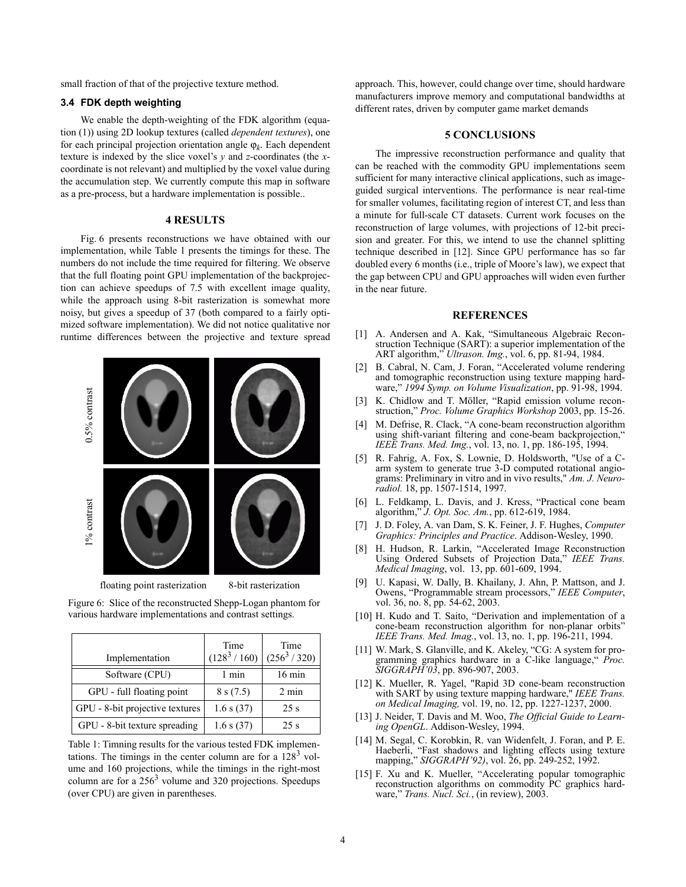small fraction of that of the projective texture method.

### 3.4 FDK depth weighting

We enable the depth-weighting of the FDK algorithm (equation (1)) using 2D lookup textures (called *dependent textures*), one for each principal projection orientation angle $\varphi_k$. Each dependent texture is indexed by the slice voxel's $y$ and $z$-coordinates (the $x$-coordinate is not relevant) and multiplied by the voxel value during the accumulation step. We currently compute this map in software as a pre-process, but a hardware implementation is possible..

## 4 RESULTS

Fig. 6 presents reconstructions we have obtained with our implementation, while Table 1 presents the timings for these. The numbers do not include the time required for filtering. We observe that the full floating point GPU implementation of the backprojection can achieve speedups of 7.5 with excellent image quality, while the approach using 8-bit rasterization is somewhat more noisy, but gives a speedup of 37 (both compared to a fairly optimized software implementation). We did not notice qualitative nor runtime differences between the projective and texture spread approach. This, however, could change over time, should hardware manufacturers improve memory and computational bandwidths at different rates, driven by computer game market demands

0.5% contrast

1% contrast

floating point rasterization

8-bit rasterization

Figure 6: Slice of the reconstructed Shepp-Logan phantom for various hardware implementations and contrast settings.

| Implementation | Time ($128^3$ / 160) | Time ($256^3$ / 320) |
|---|---|---|
| Software (CPU) | 1 min | 16 min |
| GPU - full floating point | 8 s (7.5) | 2 min |
| GPU - 8-bit projective textures | 1.6 s (37) | 25 s |
| GPU - 8-bit texture spreading | 1.6 s (37) | 25 s |

Table 1: Timning results for the various tested FDK implementations. The timings in the center column are for a $128^3$ volume and 160 projections, while the timings in the right-most column are for a $256^3$ volume and 320 projections. Speedups (over CPU) are given in parentheses.

## 5 CONCLUSIONS

The impressive reconstruction performance and quality that can be reached with the commodity GPU implementations seem sufficient for many interactive clinical applications, such as image-guided surgical interventions. The performance is near real-time for smaller volumes, facilitating region of interest CT, and less than a minute for full-scale CT datasets. Current work focuses on the reconstruction of large volumes, with projections of 12-bit precision and greater. For this, we intend to use the channel splitting technique described in [12]. Since GPU performance has so far doubled every 6 months (i.e., triple of Moore's law), we expect that the gap between CPU and GPU approaches will widen even further in the near future.

## REFERENCES

[1] A. Andersen and A. Kak, "Simultaneous Algebraic Reconstruction Technique (SART): a superior implementation of the ART algorithm," *Ultrason. Img.*, vol. 6, pp. 81-94, 1984.

[2] B. Cabral, N. Cam, J. Foran, "Accelerated volume rendering and tomographic reconstruction using texture mapping hardware," *1994 Symp. on Volume Visualization*, pp. 91-98, 1994.

[3] K. Chidlow and T. Möller, "Rapid emission volume reconstruction," *Proc. Volume Graphics Workshop* 2003, pp. 15-26.

[4] M. Defrise, R. Clack, "A cone-beam reconstruction algorithm using shift-variant filtering and cone-beam backprojection," *IEEE Trans. Med. Img.*, vol. 13, no. 1, pp. 186-195, 1994.

[5] R. Fahrig, A. Fox, S. Lownie, D. Holdsworth, "Use of a C-arm system to generate true 3-D computed rotational angiograms: Preliminary in vitro and in vivo results," *Am. J. Neuroradiol.* 18, pp. 1507-1514, 1997.

[6] L. Feldkamp, L. Davis, and J. Kress, "Practical cone beam algorithm," *J. Opt. Soc. Am.*, pp. 612-619, 1984.

[7] J. D. Foley, A. van Dam, S. K. Feiner, J. F. Hughes, *Computer Graphics: Principles and Practice*. Addison-Wesley, 1990.

[8] H. Hudson, R. Larkin, "Accelerated Image Reconstruction Using Ordered Subsets of Projection Data," *IEEE Trans. Medical Imaging*, vol. 13, pp. 601-609, 1994.

[9] U. Kapasi, W. Dally, B. Khailany, J. Ahn, P. Mattson, and J. Owens, "Programmable stream processors," *IEEE Computer*, vol. 36, no. 8, pp. 54-62, 2003.

[10] H. Kudo and T. Saito, "Derivation and implementation of a cone-beam reconstruction algorithm for non-planar orbits" *IEEE Trans. Med. Imag.*, vol. 13, no. 1, pp. 196-211, 1994.

[11] W. Mark, S. Glanville, and K. Akeley, "CG: A system for programming graphics hardware in a C-like language," *Proc. SIGGRAPH'03*, pp. 896-907, 2003.

[12] K. Mueller, R. Yagel, "Rapid 3D cone-beam reconstruction with SART by using texture mapping hardware," *IEEE Trans. on Medical Imaging,* vol. 19, no. 12, pp. 1227-1237, 2000.

[13] J. Neider, T. Davis and M. Woo, *The Official Guide to Learning OpenGL*. Addison-Wesley, 1994.

[14] M. Segal, C. Korobkin, R. van Widenfelt, J. Foran, and P. E. Haeberli, "Fast shadows and lighting effects using texture mapping," *SIGGRAPH'92)*, vol. 26, pp. 249-252, 1992.

[15] F. Xu and K. Mueller, "Accelerating popular tomographic reconstruction algorithms on commodity PC graphics hardware," *Trans. Nucl. Sci.*, (in review), 2003.